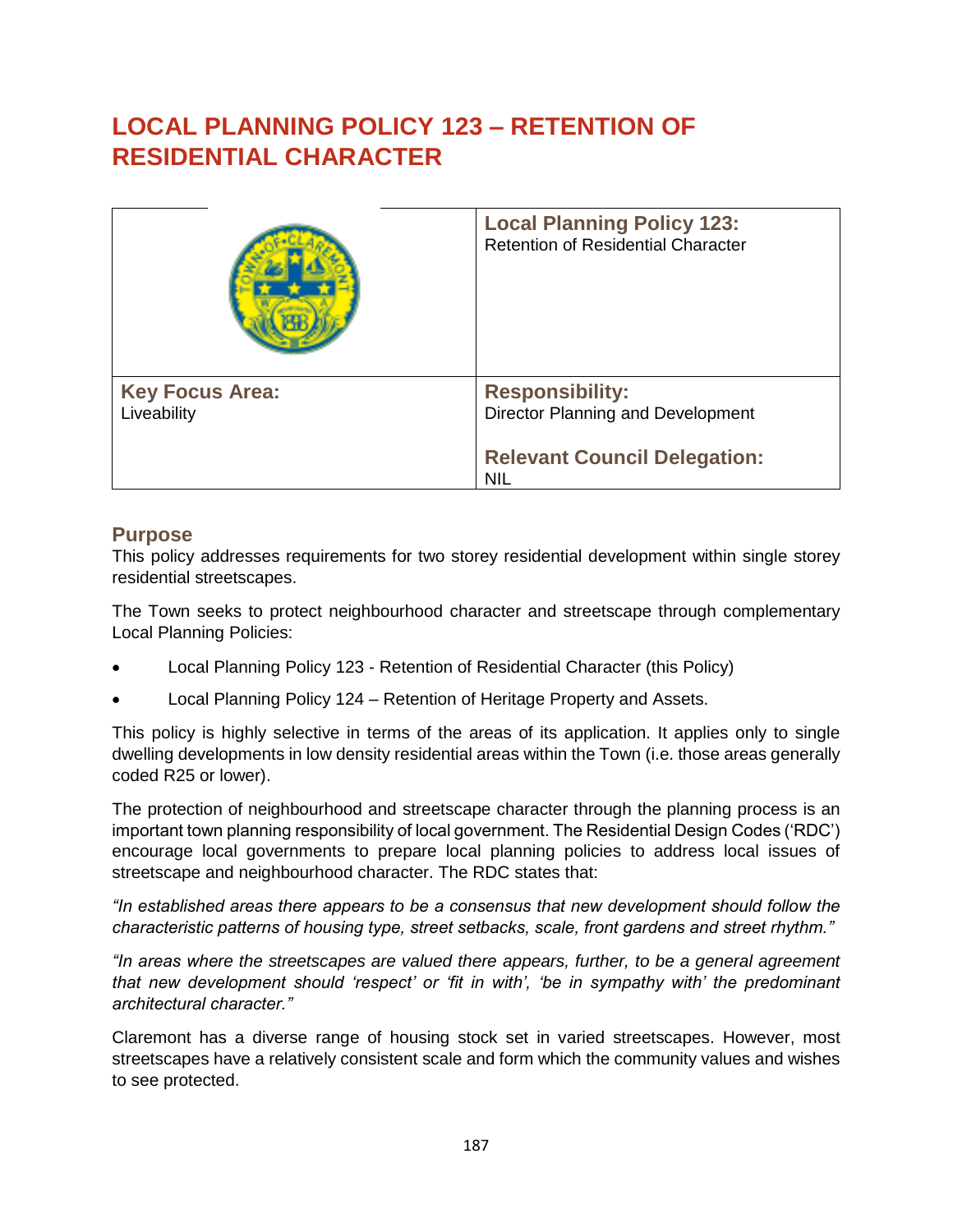# LOCAL PLANNING POLICY 123 – RETENTION OF RESIDENTIAL CHARACTER

| | **Local Planning Policy 123:** Retention of Residential Character |
|---|---|
| **Key Focus Area:** Liveability | **Responsibility:** Director Planning and Development<br><br>**Relevant Council Delegation:** NIL |

## Purpose

This policy addresses requirements for two storey residential development within single storey residential streetscapes.

The Town seeks to protect neighbourhood character and streetscape through complementary Local Planning Policies:

- Local Planning Policy 123 - Retention of Residential Character (this Policy)
- Local Planning Policy 124 – Retention of Heritage Property and Assets.

This policy is highly selective in terms of the areas of its application. It applies only to single dwelling developments in low density residential areas within the Town (i.e. those areas generally coded R25 or lower).

The protection of neighbourhood and streetscape character through the planning process is an important town planning responsibility of local government. The Residential Design Codes ('RDC') encourage local governments to prepare local planning policies to address local issues of streetscape and neighbourhood character. The RDC states that:

*"In established areas there appears to be a consensus that new development should follow the characteristic patterns of housing type, street setbacks, scale, front gardens and street rhythm."*

*"In areas where the streetscapes are valued there appears, further, to be a general agreement that new development should 'respect' or 'fit in with', 'be in sympathy with' the predominant architectural character."*

Claremont has a diverse range of housing stock set in varied streetscapes. However, most streetscapes have a relatively consistent scale and form which the community values and wishes to see protected.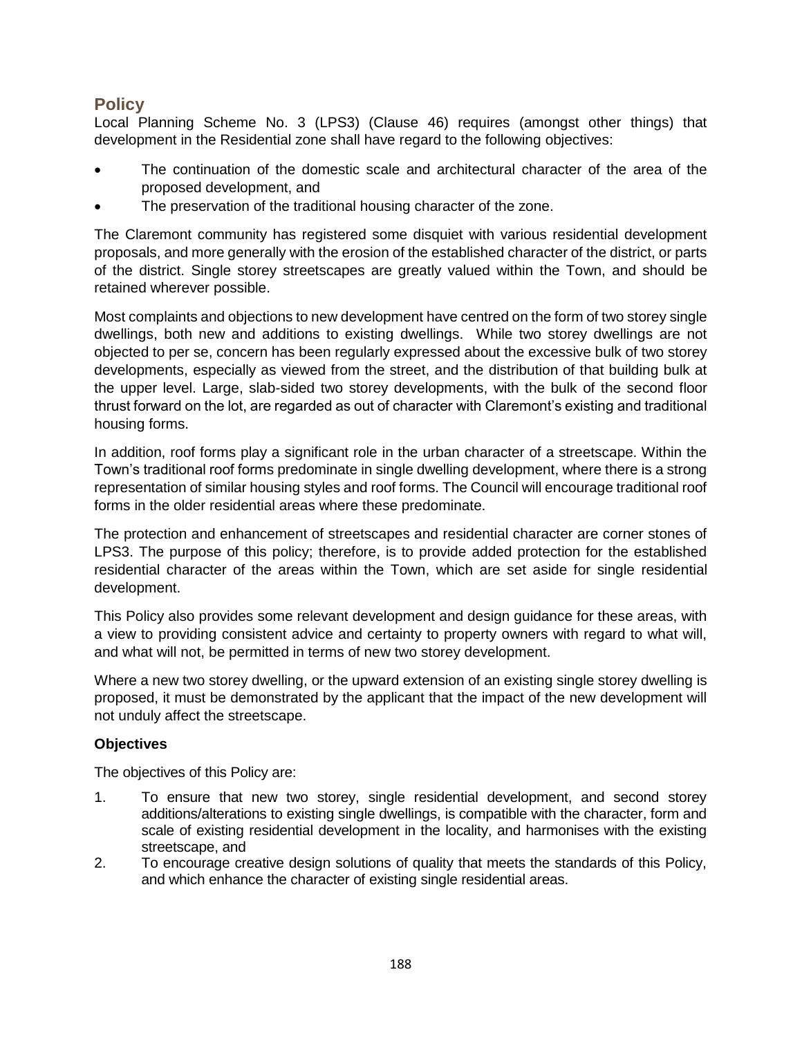## Policy

Local Planning Scheme No. 3 (LPS3) (Clause 46) requires (amongst other things) that development in the Residential zone shall have regard to the following objectives:

- The continuation of the domestic scale and architectural character of the area of the proposed development, and
- The preservation of the traditional housing character of the zone.

The Claremont community has registered some disquiet with various residential development proposals, and more generally with the erosion of the established character of the district, or parts of the district. Single storey streetscapes are greatly valued within the Town, and should be retained wherever possible.

Most complaints and objections to new development have centred on the form of two storey single dwellings, both new and additions to existing dwellings. While two storey dwellings are not objected to per se, concern has been regularly expressed about the excessive bulk of two storey developments, especially as viewed from the street, and the distribution of that building bulk at the upper level. Large, slab-sided two storey developments, with the bulk of the second floor thrust forward on the lot, are regarded as out of character with Claremont's existing and traditional housing forms.

In addition, roof forms play a significant role in the urban character of a streetscape. Within the Town's traditional roof forms predominate in single dwelling development, where there is a strong representation of similar housing styles and roof forms. The Council will encourage traditional roof forms in the older residential areas where these predominate.

The protection and enhancement of streetscapes and residential character are corner stones of LPS3. The purpose of this policy; therefore, is to provide added protection for the established residential character of the areas within the Town, which are set aside for single residential development.

This Policy also provides some relevant development and design guidance for these areas, with a view to providing consistent advice and certainty to property owners with regard to what will, and what will not, be permitted in terms of new two storey development.

Where a new two storey dwelling, or the upward extension of an existing single storey dwelling is proposed, it must be demonstrated by the applicant that the impact of the new development will not unduly affect the streetscape.

**Objectives**

The objectives of this Policy are:

1. To ensure that new two storey, single residential development, and second storey additions/alterations to existing single dwellings, is compatible with the character, form and scale of existing residential development in the locality, and harmonises with the existing streetscape, and
2. To encourage creative design solutions of quality that meets the standards of this Policy, and which enhance the character of existing single residential areas.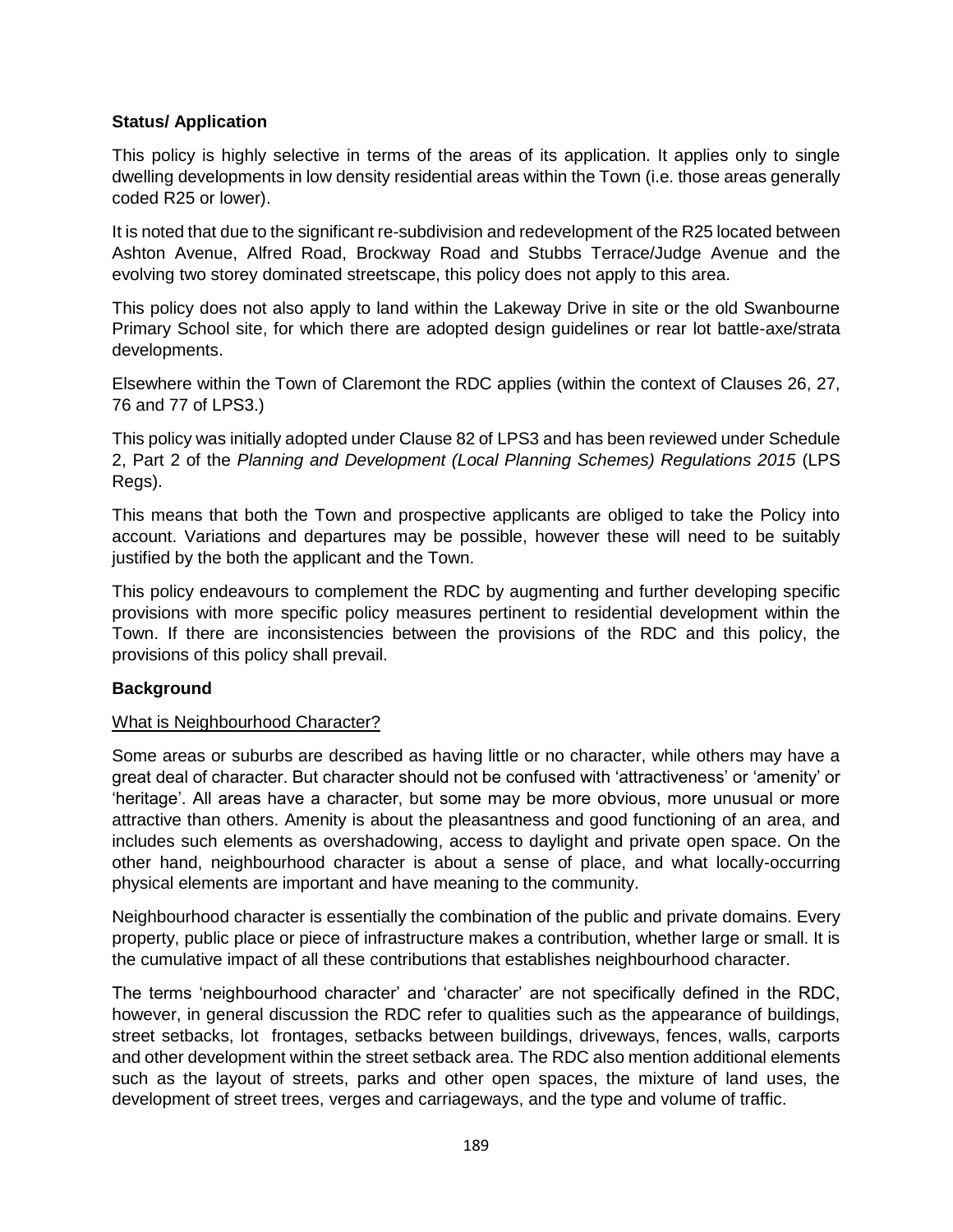**Status/ Application**

This policy is highly selective in terms of the areas of its application. It applies only to single dwelling developments in low density residential areas within the Town (i.e. those areas generally coded R25 or lower).

It is noted that due to the significant re-subdivision and redevelopment of the R25 located between Ashton Avenue, Alfred Road, Brockway Road and Stubbs Terrace/Judge Avenue and the evolving two storey dominated streetscape, this policy does not apply to this area.

This policy does not also apply to land within the Lakeway Drive in site or the old Swanbourne Primary School site, for which there are adopted design guidelines or rear lot battle-axe/strata developments.

Elsewhere within the Town of Claremont the RDC applies (within the context of Clauses 26, 27, 76 and 77 of LPS3.)

This policy was initially adopted under Clause 82 of LPS3 and has been reviewed under Schedule 2, Part 2 of the *Planning and Development (Local Planning Schemes) Regulations 2015* (LPS Regs).

This means that both the Town and prospective applicants are obliged to take the Policy into account. Variations and departures may be possible, however these will need to be suitably justified by the both the applicant and the Town.

This policy endeavours to complement the RDC by augmenting and further developing specific provisions with more specific policy measures pertinent to residential development within the Town. If there are inconsistencies between the provisions of the RDC and this policy, the provisions of this policy shall prevail.

**Background**

What is Neighbourhood Character?

Some areas or suburbs are described as having little or no character, while others may have a great deal of character. But character should not be confused with 'attractiveness' or 'amenity' or 'heritage'. All areas have a character, but some may be more obvious, more unusual or more attractive than others. Amenity is about the pleasantness and good functioning of an area, and includes such elements as overshadowing, access to daylight and private open space. On the other hand, neighbourhood character is about a sense of place, and what locally-occurring physical elements are important and have meaning to the community.

Neighbourhood character is essentially the combination of the public and private domains. Every property, public place or piece of infrastructure makes a contribution, whether large or small. It is the cumulative impact of all these contributions that establishes neighbourhood character.

The terms 'neighbourhood character' and 'character' are not specifically defined in the RDC, however, in general discussion the RDC refer to qualities such as the appearance of buildings, street setbacks, lot frontages, setbacks between buildings, driveways, fences, walls, carports and other development within the street setback area. The RDC also mention additional elements such as the layout of streets, parks and other open spaces, the mixture of land uses, the development of street trees, verges and carriageways, and the type and volume of traffic.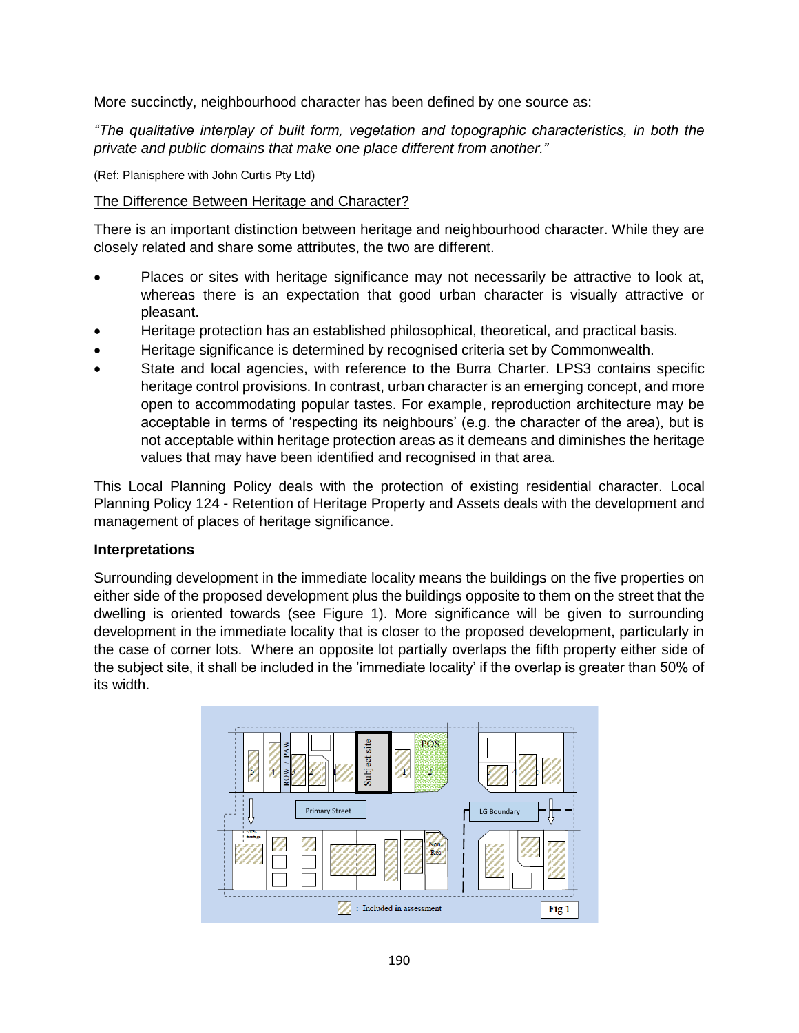More succinctly, neighbourhood character has been defined by one source as:

*"The qualitative interplay of built form, vegetation and topographic characteristics, in both the private and public domains that make one place different from another."*

(Ref: Planisphere with John Curtis Pty Ltd)

The Difference Between Heritage and Character?

There is an important distinction between heritage and neighbourhood character. While they are closely related and share some attributes, the two are different.

- Places or sites with heritage significance may not necessarily be attractive to look at, whereas there is an expectation that good urban character is visually attractive or pleasant.
- Heritage protection has an established philosophical, theoretical, and practical basis.
- Heritage significance is determined by recognised criteria set by Commonwealth.
- State and local agencies, with reference to the Burra Charter. LPS3 contains specific heritage control provisions. In contrast, urban character is an emerging concept, and more open to accommodating popular tastes. For example, reproduction architecture may be acceptable in terms of 'respecting its neighbours' (e.g. the character of the area), but is not acceptable within heritage protection areas as it demeans and diminishes the heritage values that may have been identified and recognised in that area.

This Local Planning Policy deals with the protection of existing residential character. Local Planning Policy 124 - Retention of Heritage Property and Assets deals with the development and management of places of heritage significance.

**Interpretations**

Surrounding development in the immediate locality means the buildings on the five properties on either side of the proposed development plus the buildings opposite to them on the street that the dwelling is oriented towards (see Figure 1). More significance will be given to surrounding development in the immediate locality that is closer to the proposed development, particularly in the case of corner lots. Where an opposite lot partially overlaps the fifth property either side of the subject site, it shall be included in the 'immediate locality' if the overlap is greater than 50% of its width.

Fig 1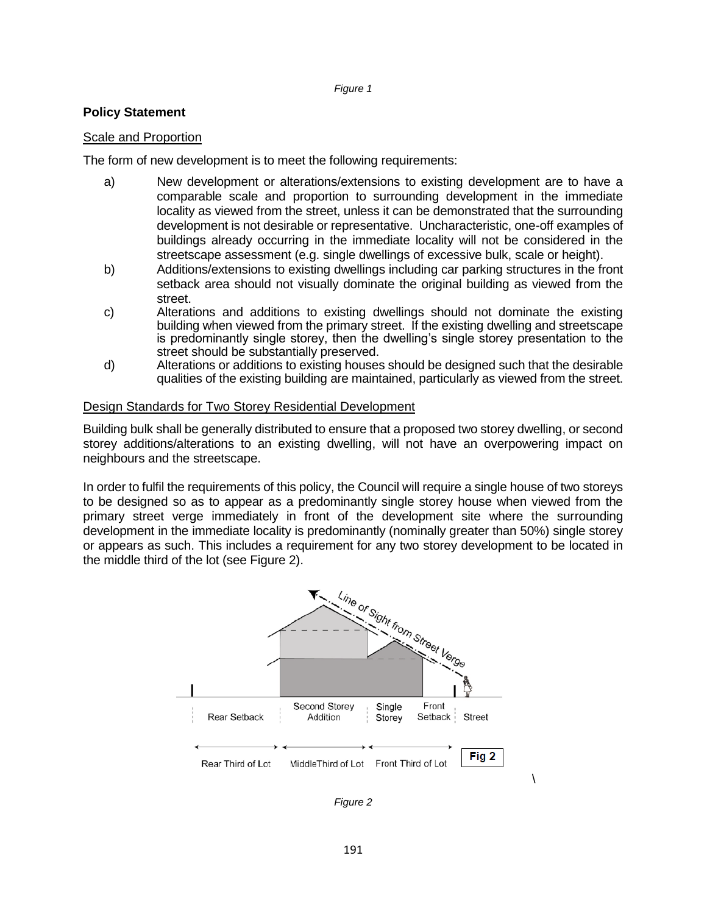*Figure 1*

**Policy Statement**

Scale and Proportion

The form of new development is to meet the following requirements:

a) New development or alterations/extensions to existing development are to have a comparable scale and proportion to surrounding development in the immediate locality as viewed from the street, unless it can be demonstrated that the surrounding development is not desirable or representative. Uncharacteristic, one-off examples of buildings already occurring in the immediate locality will not be considered in the streetscape assessment (e.g. single dwellings of excessive bulk, scale or height).

b) Additions/extensions to existing dwellings including car parking structures in the front setback area should not visually dominate the original building as viewed from the street.

c) Alterations and additions to existing dwellings should not dominate the existing building when viewed from the primary street. If the existing dwelling and streetscape is predominantly single storey, then the dwelling's single storey presentation to the street should be substantially preserved.

d) Alterations or additions to existing houses should be designed such that the desirable qualities of the existing building are maintained, particularly as viewed from the street.

Design Standards for Two Storey Residential Development

Building bulk shall be generally distributed to ensure that a proposed two storey dwelling, or second storey additions/alterations to an existing dwelling, will not have an overpowering impact on neighbours and the streetscape.

In order to fulfil the requirements of this policy, the Council will require a single house of two storeys to be designed so as to appear as a predominantly single storey house when viewed from the primary street verge immediately in front of the development site where the surrounding development in the immediate locality is predominantly (nominally greater than 50%) single storey or appears as such. This includes a requirement for any two storey development to be located in the middle third of the lot (see Figure 2).

*Figure 2*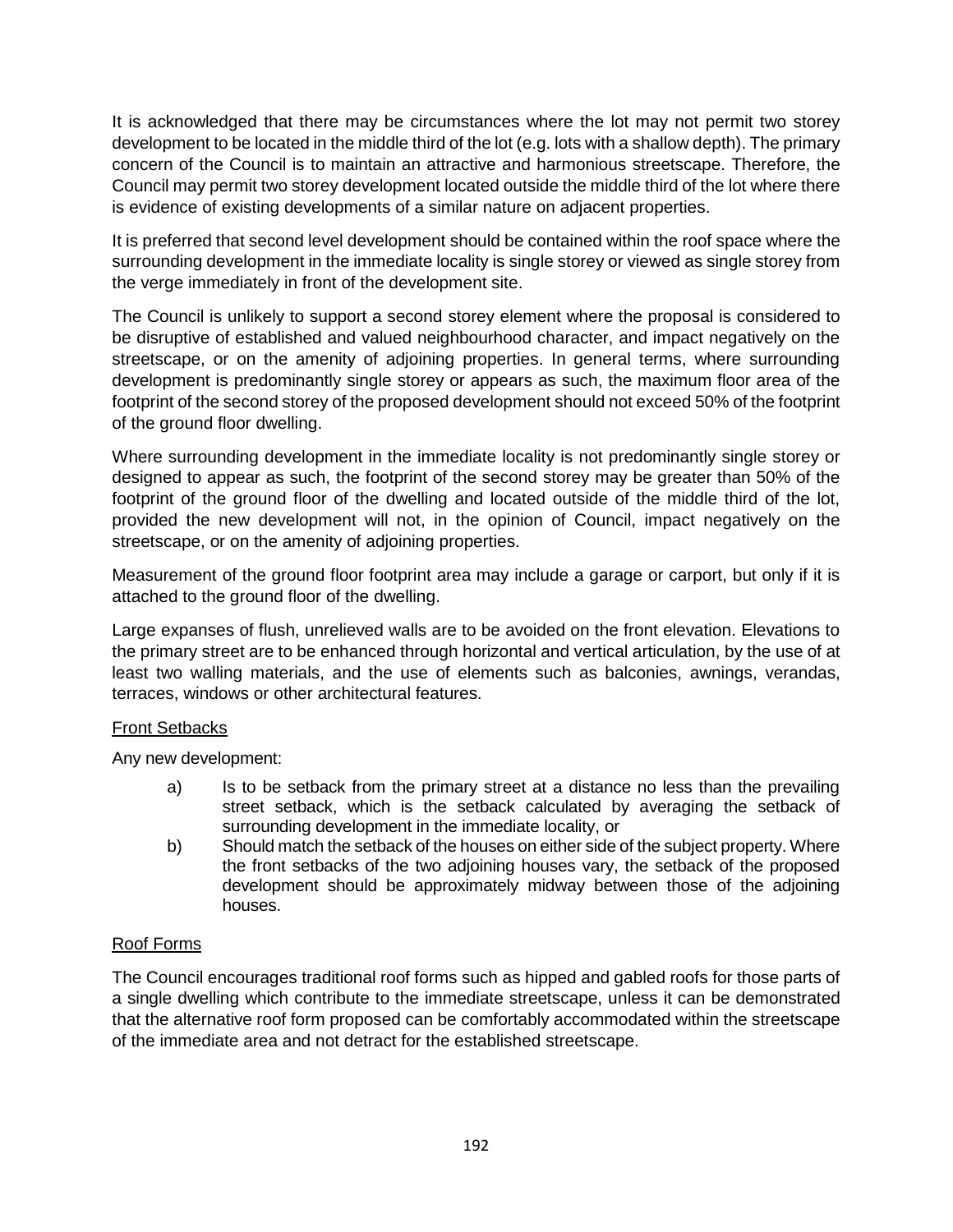It is acknowledged that there may be circumstances where the lot may not permit two storey development to be located in the middle third of the lot (e.g. lots with a shallow depth). The primary concern of the Council is to maintain an attractive and harmonious streetscape. Therefore, the Council may permit two storey development located outside the middle third of the lot where there is evidence of existing developments of a similar nature on adjacent properties.

It is preferred that second level development should be contained within the roof space where the surrounding development in the immediate locality is single storey or viewed as single storey from the verge immediately in front of the development site.

The Council is unlikely to support a second storey element where the proposal is considered to be disruptive of established and valued neighbourhood character, and impact negatively on the streetscape, or on the amenity of adjoining properties. In general terms, where surrounding development is predominantly single storey or appears as such, the maximum floor area of the footprint of the second storey of the proposed development should not exceed 50% of the footprint of the ground floor dwelling.

Where surrounding development in the immediate locality is not predominantly single storey or designed to appear as such, the footprint of the second storey may be greater than 50% of the footprint of the ground floor of the dwelling and located outside of the middle third of the lot, provided the new development will not, in the opinion of Council, impact negatively on the streetscape, or on the amenity of adjoining properties.

Measurement of the ground floor footprint area may include a garage or carport, but only if it is attached to the ground floor of the dwelling.

Large expanses of flush, unrelieved walls are to be avoided on the front elevation. Elevations to the primary street are to be enhanced through horizontal and vertical articulation, by the use of at least two walling materials, and the use of elements such as balconies, awnings, verandas, terraces, windows or other architectural features.

<u>Front Setbacks</u>

Any new development:

a) Is to be setback from the primary street at a distance no less than the prevailing street setback, which is the setback calculated by averaging the setback of surrounding development in the immediate locality, or

b) Should match the setback of the houses on either side of the subject property. Where the front setbacks of the two adjoining houses vary, the setback of the proposed development should be approximately midway between those of the adjoining houses.

<u>Roof Forms</u>

The Council encourages traditional roof forms such as hipped and gabled roofs for those parts of a single dwelling which contribute to the immediate streetscape, unless it can be demonstrated that the alternative roof form proposed can be comfortably accommodated within the streetscape of the immediate area and not detract for the established streetscape.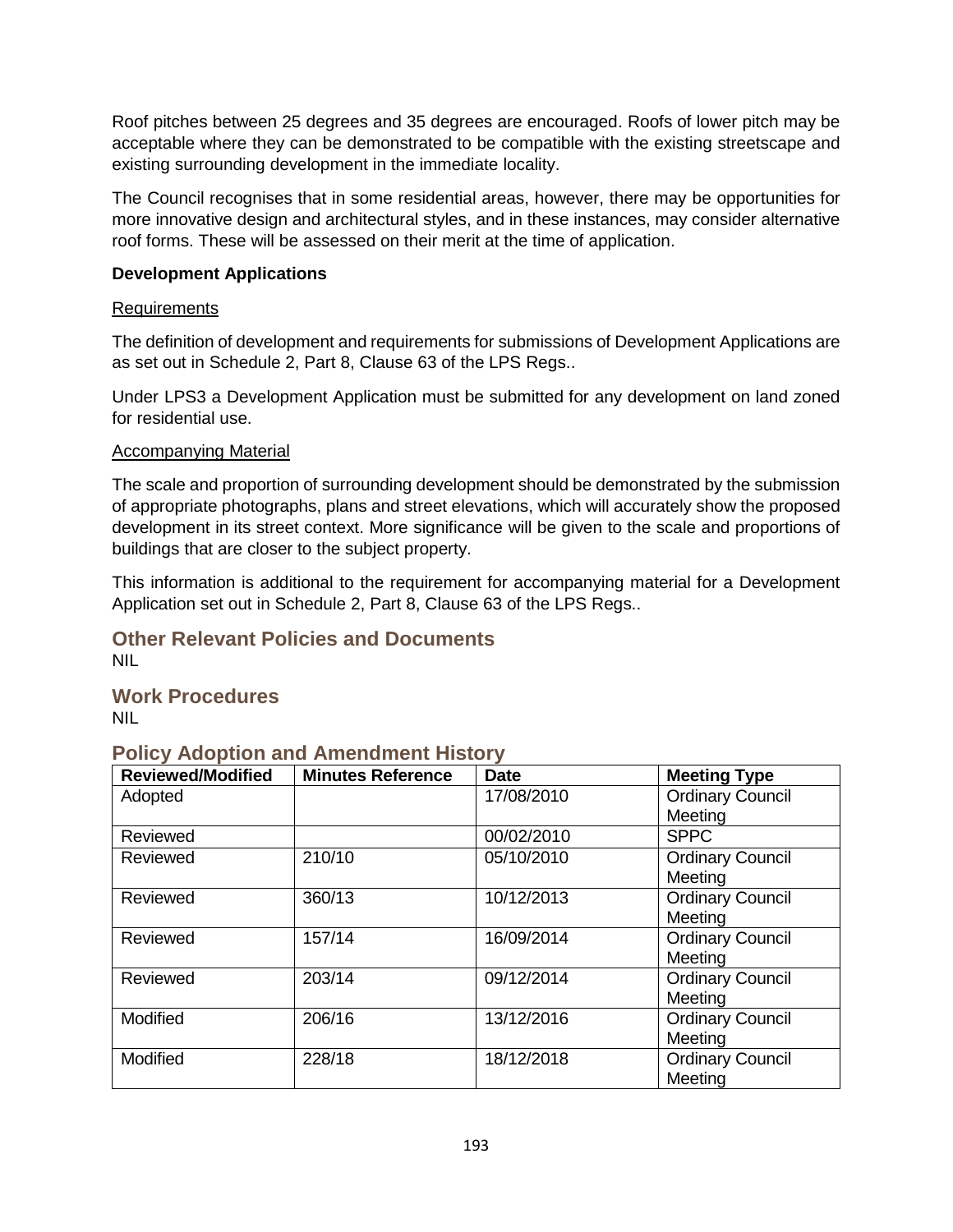Roof pitches between 25 degrees and 35 degrees are encouraged. Roofs of lower pitch may be acceptable where they can be demonstrated to be compatible with the existing streetscape and existing surrounding development in the immediate locality.

The Council recognises that in some residential areas, however, there may be opportunities for more innovative design and architectural styles, and in these instances, may consider alternative roof forms. These will be assessed on their merit at the time of application.

**Development Applications**

<u>Requirements</u>

The definition of development and requirements for submissions of Development Applications are as set out in Schedule 2, Part 8, Clause 63 of the LPS Regs..

Under LPS3 a Development Application must be submitted for any development on land zoned for residential use.

<u>Accompanying Material</u>

The scale and proportion of surrounding development should be demonstrated by the submission of appropriate photographs, plans and street elevations, which will accurately show the proposed development in its street context. More significance will be given to the scale and proportions of buildings that are closer to the subject property.

This information is additional to the requirement for accompanying material for a Development Application set out in Schedule 2, Part 8, Clause 63 of the LPS Regs..

## Other Relevant Policies and Documents

NIL

## Work Procedures

NIL

## Policy Adoption and Amendment History

| Reviewed/Modified | Minutes Reference | Date | Meeting Type |
|---|---|---|---|
| Adopted | | 17/08/2010 | Ordinary Council Meeting |
| Reviewed | | 00/02/2010 | SPPC |
| Reviewed | 210/10 | 05/10/2010 | Ordinary Council Meeting |
| Reviewed | 360/13 | 10/12/2013 | Ordinary Council Meeting |
| Reviewed | 157/14 | 16/09/2014 | Ordinary Council Meeting |
| Reviewed | 203/14 | 09/12/2014 | Ordinary Council Meeting |
| Modified | 206/16 | 13/12/2016 | Ordinary Council Meeting |
| Modified | 228/18 | 18/12/2018 | Ordinary Council Meeting |